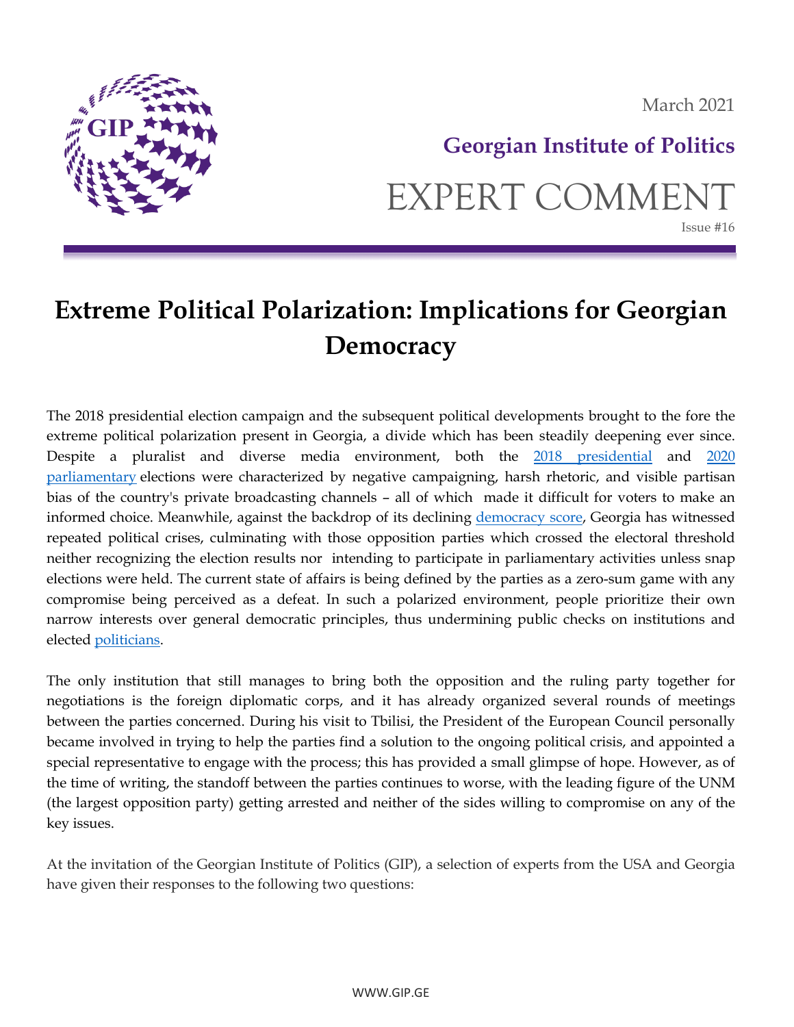March 2021

**Georgian Institute of Politics**

EXPERT COMMENT

Issue #16

# Extreme Political Polarization: Implications for Georgian Democracy

The 2018 presidential election campaign and the subsequent political developments brought to the fore the extreme political polarization present in Georgia, a divide which has been steadily deepening ever since. Despite a pluralist and diverse media environment, both the [2018 presidential](#) and [2020 parliamentary](#) elections were characterized by negative campaigning, harsh rhetoric, and visible partisan bias of the country's private broadcasting channels – all of which made it difficult for voters to make an informed choice. Meanwhile, against the backdrop of its declining [democracy score](#), Georgia has witnessed repeated political crises, culminating with those opposition parties which crossed the electoral threshold neither recognizing the election results nor intending to participate in parliamentary activities unless snap elections were held. The current state of affairs is being defined by the parties as a zero-sum game with any compromise being perceived as a defeat. In such a polarized environment, people prioritize their own narrow interests over general democratic principles, thus undermining public checks on institutions and elected [politicians](#).

The only institution that still manages to bring both the opposition and the ruling party together for negotiations is the foreign diplomatic corps, and it has already organized several rounds of meetings between the parties concerned. During his visit to Tbilisi, the President of the European Council personally became involved in trying to help the parties find a solution to the ongoing political crisis, and appointed a special representative to engage with the process; this has provided a small glimpse of hope. However, as of the time of writing, the standoff between the parties continues to worse, with the leading figure of the UNM (the largest opposition party) getting arrested and neither of the sides willing to compromise on any of the key issues.

At the invitation of the Georgian Institute of Politics (GIP), a selection of experts from the USA and Georgia have given their responses to the following two questions: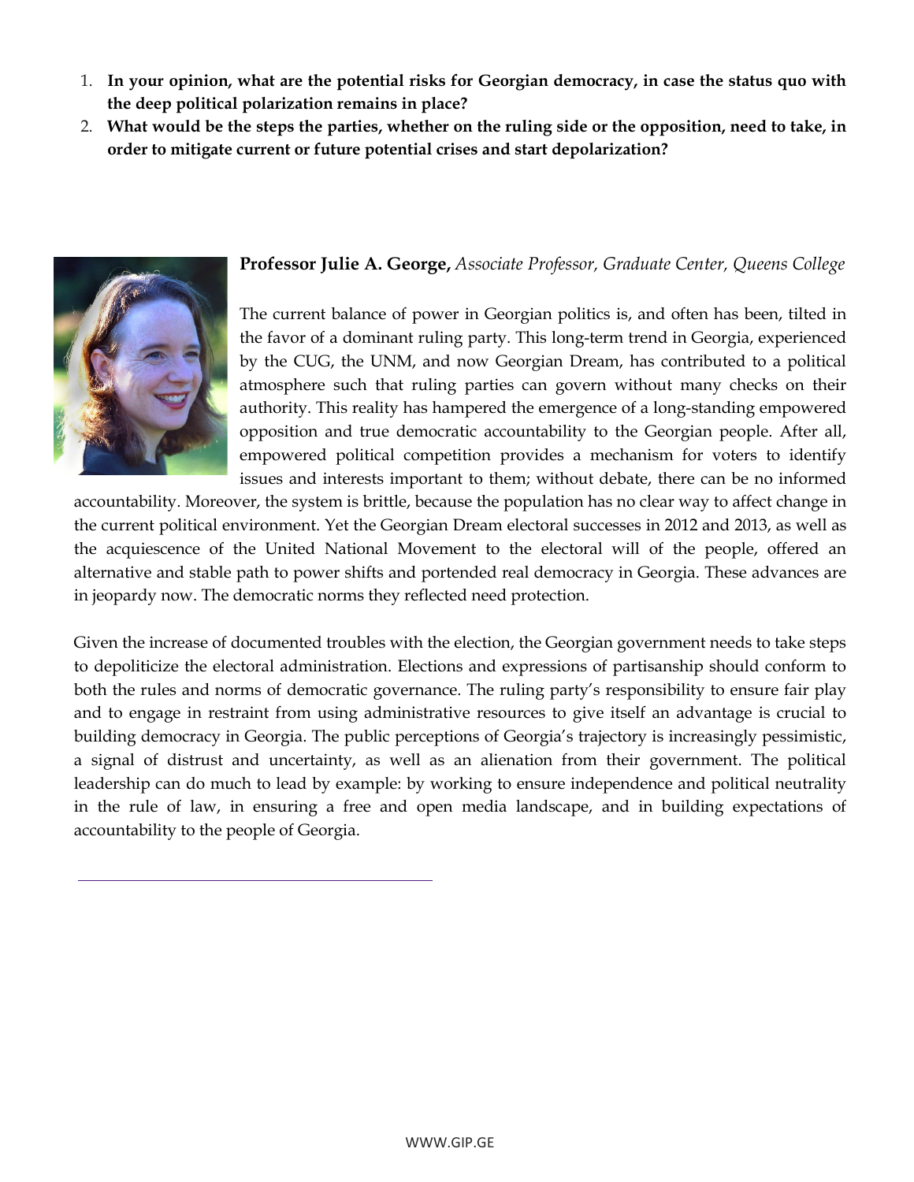1. **In your opinion, what are the potential risks for Georgian democracy, in case the status quo with the deep political polarization remains in place?**
2. **What would be the steps the parties, whether on the ruling side or the opposition, need to take, in order to mitigate current or future potential crises and start depolarization?**

**Professor Julie A. George,** *Associate Professor, Graduate Center, Queens College*

The current balance of power in Georgian politics is, and often has been, tilted in the favor of a dominant ruling party. This long-term trend in Georgia, experienced by the CUG, the UNM, and now Georgian Dream, has contributed to a political atmosphere such that ruling parties can govern without many checks on their authority. This reality has hampered the emergence of a long-standing empowered opposition and true democratic accountability to the Georgian people. After all, empowered political competition provides a mechanism for voters to identify issues and interests important to them; without debate, there can be no informed accountability. Moreover, the system is brittle, because the population has no clear way to affect change in the current political environment. Yet the Georgian Dream electoral successes in 2012 and 2013, as well as the acquiescence of the United National Movement to the electoral will of the people, offered an alternative and stable path to power shifts and portended real democracy in Georgia. These advances are in jeopardy now. The democratic norms they reflected need protection.

Given the increase of documented troubles with the election, the Georgian government needs to take steps to depoliticize the electoral administration. Elections and expressions of partisanship should conform to both the rules and norms of democratic governance. The ruling party's responsibility to ensure fair play and to engage in restraint from using administrative resources to give itself an advantage is crucial to building democracy in Georgia. The public perceptions of Georgia's trajectory is increasingly pessimistic, a signal of distrust and uncertainty, as well as an alienation from their government. The political leadership can do much to lead by example: by working to ensure independence and political neutrality in the rule of law, in ensuring a free and open media landscape, and in building expectations of accountability to the people of Georgia.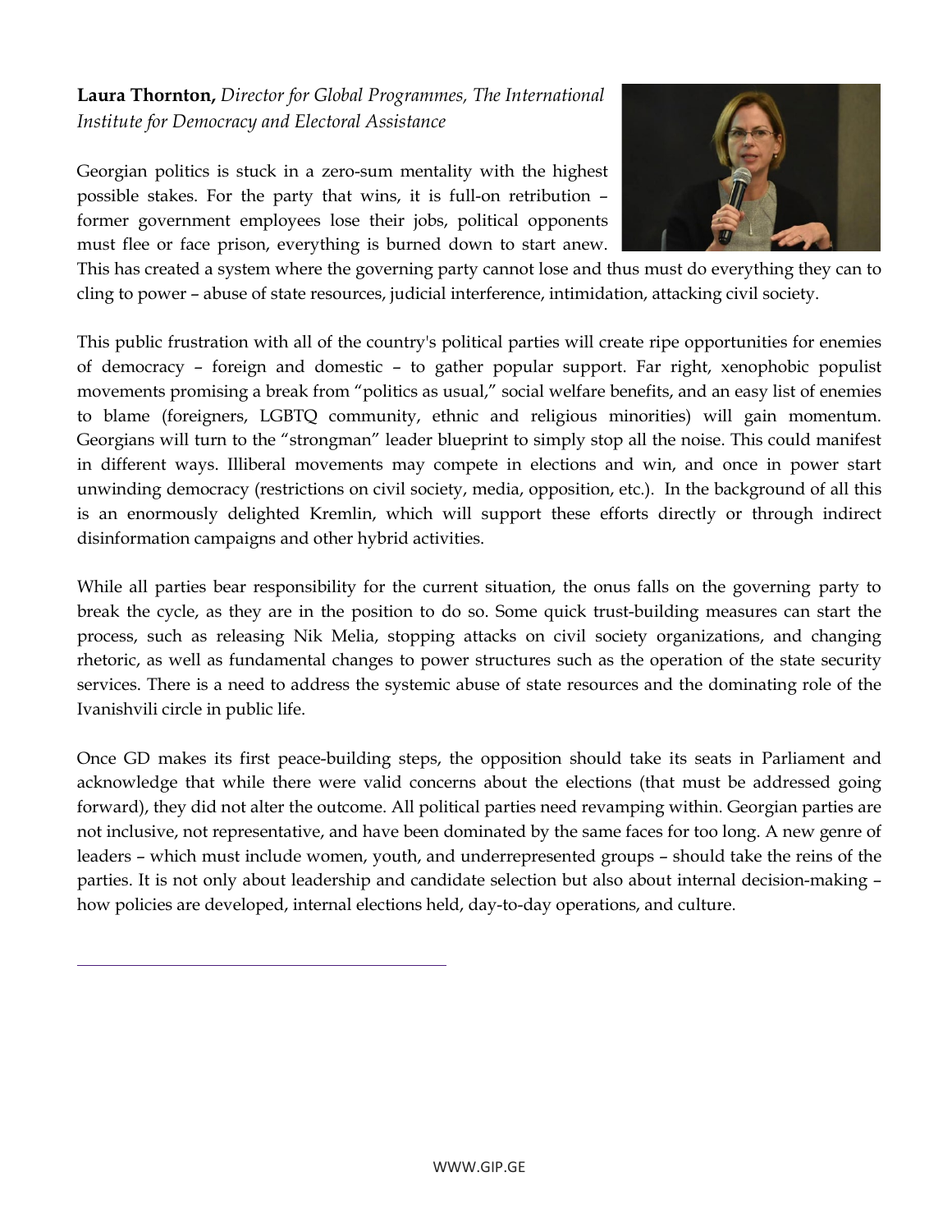**Laura Thornton,** *Director for Global Programmes, The International Institute for Democracy and Electoral Assistance*

Georgian politics is stuck in a zero-sum mentality with the highest possible stakes. For the party that wins, it is full-on retribution – former government employees lose their jobs, political opponents must flee or face prison, everything is burned down to start anew. This has created a system where the governing party cannot lose and thus must do everything they can to cling to power – abuse of state resources, judicial interference, intimidation, attacking civil society.

This public frustration with all of the country's political parties will create ripe opportunities for enemies of democracy – foreign and domestic – to gather popular support. Far right, xenophobic populist movements promising a break from "politics as usual," social welfare benefits, and an easy list of enemies to blame (foreigners, LGBTQ community, ethnic and religious minorities) will gain momentum. Georgians will turn to the "strongman" leader blueprint to simply stop all the noise. This could manifest in different ways. Illiberal movements may compete in elections and win, and once in power start unwinding democracy (restrictions on civil society, media, opposition, etc.). In the background of all this is an enormously delighted Kremlin, which will support these efforts directly or through indirect disinformation campaigns and other hybrid activities.

While all parties bear responsibility for the current situation, the onus falls on the governing party to break the cycle, as they are in the position to do so. Some quick trust-building measures can start the process, such as releasing Nik Melia, stopping attacks on civil society organizations, and changing rhetoric, as well as fundamental changes to power structures such as the operation of the state security services. There is a need to address the systemic abuse of state resources and the dominating role of the Ivanishvili circle in public life.

Once GD makes its first peace-building steps, the opposition should take its seats in Parliament and acknowledge that while there were valid concerns about the elections (that must be addressed going forward), they did not alter the outcome. All political parties need revamping within. Georgian parties are not inclusive, not representative, and have been dominated by the same faces for too long. A new genre of leaders – which must include women, youth, and underrepresented groups – should take the reins of the parties. It is not only about leadership and candidate selection but also about internal decision-making – how policies are developed, internal elections held, day-to-day operations, and culture.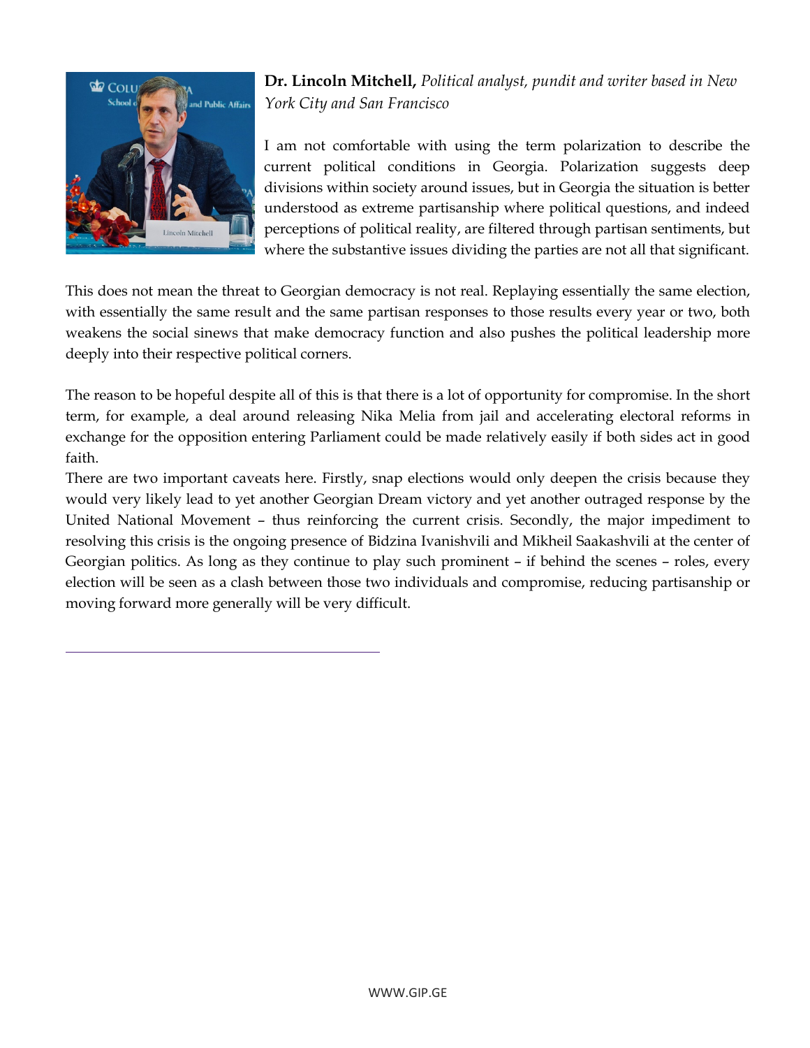**Dr. Lincoln Mitchell,** *Political analyst, pundit and writer based in New York City and San Francisco*

I am not comfortable with using the term polarization to describe the current political conditions in Georgia. Polarization suggests deep divisions within society around issues, but in Georgia the situation is better understood as extreme partisanship where political questions, and indeed perceptions of political reality, are filtered through partisan sentiments, but where the substantive issues dividing the parties are not all that significant.

This does not mean the threat to Georgian democracy is not real. Replaying essentially the same election, with essentially the same result and the same partisan responses to those results every year or two, both weakens the social sinews that make democracy function and also pushes the political leadership more deeply into their respective political corners.

The reason to be hopeful despite all of this is that there is a lot of opportunity for compromise. In the short term, for example, a deal around releasing Nika Melia from jail and accelerating electoral reforms in exchange for the opposition entering Parliament could be made relatively easily if both sides act in good faith.

There are two important caveats here. Firstly, snap elections would only deepen the crisis because they would very likely lead to yet another Georgian Dream victory and yet another outraged response by the United National Movement – thus reinforcing the current crisis. Secondly, the major impediment to resolving this crisis is the ongoing presence of Bidzina Ivanishvili and Mikheil Saakashvili at the center of Georgian politics. As long as they continue to play such prominent – if behind the scenes – roles, every election will be seen as a clash between those two individuals and compromise, reducing partisanship or moving forward more generally will be very difficult.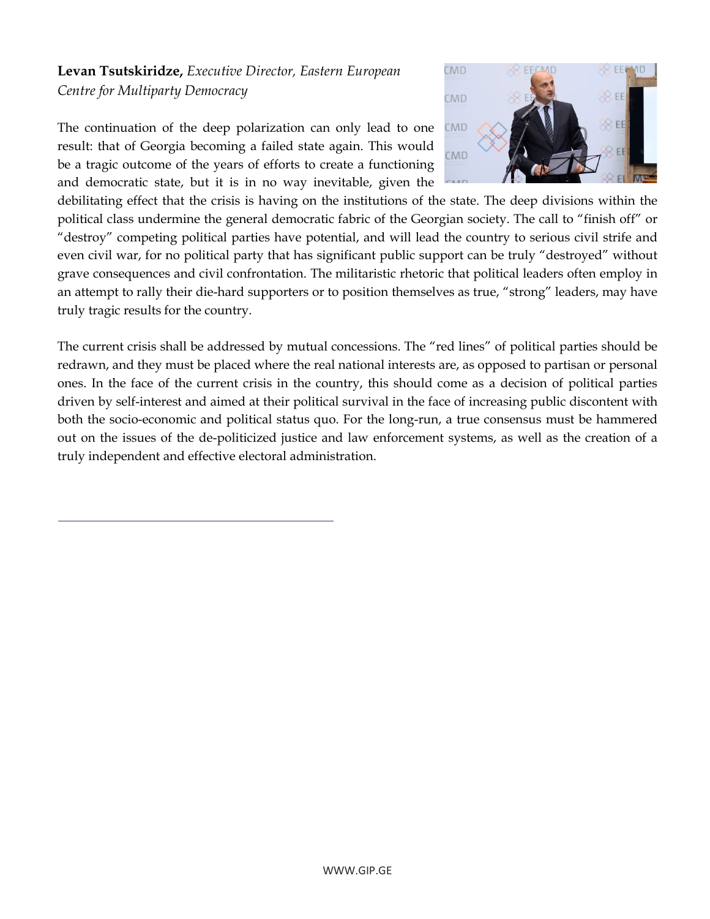**Levan Tsutskiridze,** *Executive Director, Eastern European Centre for Multiparty Democracy*

The continuation of the deep polarization can only lead to one result: that of Georgia becoming a failed state again. This would be a tragic outcome of the years of efforts to create a functioning and democratic state, but it is in no way inevitable, given the debilitating effect that the crisis is having on the institutions of the state. The deep divisions within the political class undermine the general democratic fabric of the Georgian society. The call to "finish off" or "destroy" competing political parties have potential, and will lead the country to serious civil strife and even civil war, for no political party that has significant public support can be truly "destroyed" without grave consequences and civil confrontation. The militaristic rhetoric that political leaders often employ in an attempt to rally their die-hard supporters or to position themselves as true, "strong" leaders, may have truly tragic results for the country.

The current crisis shall be addressed by mutual concessions. The "red lines" of political parties should be redrawn, and they must be placed where the real national interests are, as opposed to partisan or personal ones. In the face of the current crisis in the country, this should come as a decision of political parties driven by self-interest and aimed at their political survival in the face of increasing public discontent with both the socio-economic and political status quo. For the long-run, a true consensus must be hammered out on the issues of the de-politicized justice and law enforcement systems, as well as the creation of a truly independent and effective electoral administration.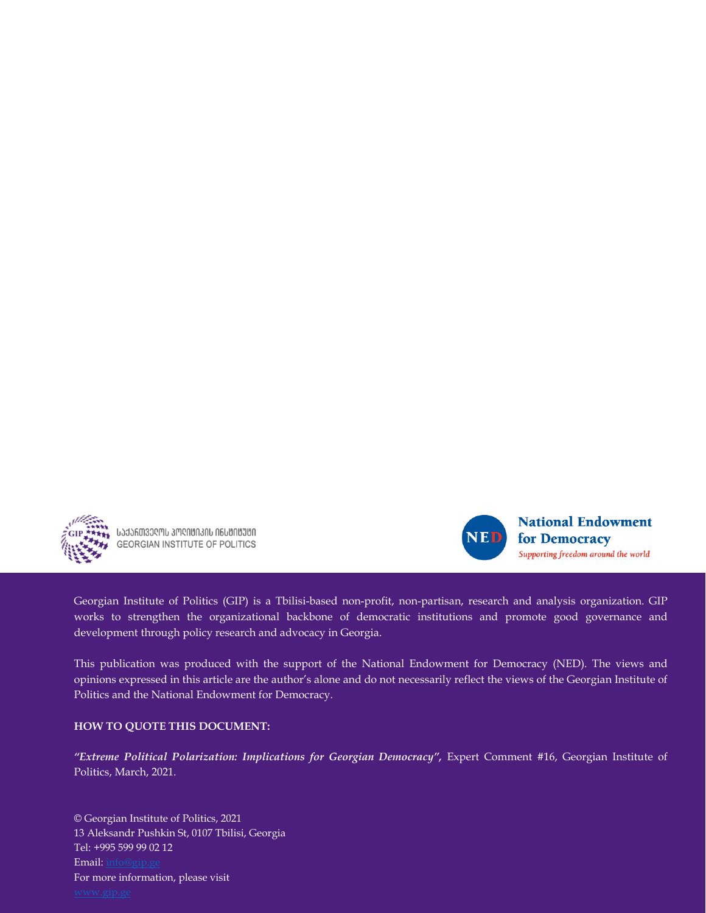საქართველოს პოლიტიკის ინსტიტუტი
GEORGIAN INSTITUTE OF POLITICS

National Endowment for Democracy
*Supporting freedom around the world*

Georgian Institute of Politics (GIP) is a Tbilisi-based non-profit, non-partisan, research and analysis organization. GIP works to strengthen the organizational backbone of democratic institutions and promote good governance and development through policy research and advocacy in Georgia.

This publication was produced with the support of the National Endowment for Democracy (NED). The views and opinions expressed in this article are the author's alone and do not necessarily reflect the views of the Georgian Institute of Politics and the National Endowment for Democracy.

**HOW TO QUOTE THIS DOCUMENT:**

***"Extreme Political Polarization: Implications for Georgian Democracy",*** Expert Comment #16, Georgian Institute of Politics, March, 2021.

© Georgian Institute of Politics, 2021
13 Aleksandr Pushkin St, 0107 Tbilisi, Georgia
Tel: +995 599 99 02 12
Email: info@gip.ge
For more information, please visit
www.gip.ge